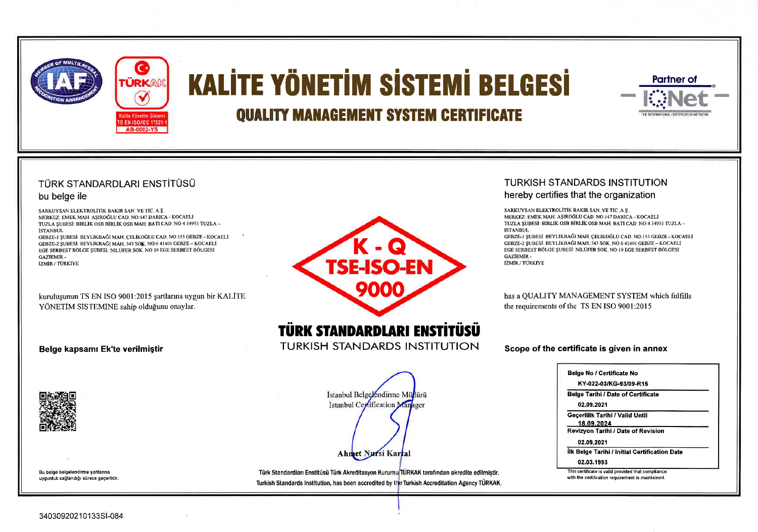# KALİTE YÖNETİM SİSTEMİ BELGESİ

## QUALITY MANAGEMENT SYSTEM CERTIFICATE

TÜRKAK
Kalite Yönetim Sistemi
TS EN ISO/IEC 17021-1
AB-0002-YS

Partner of IQNet
THE INTERNATIONAL CERTIFICATION NETWORK

TÜRK STANDARDLARI ENSTİTÜSÜ
bu belge ile

SARKUYSAN ELEKTROLİTİK BAKIR SAN. VE TİC. A.Ş.
MERKEZ: EMEK MAH. AŞIROĞLU CAD. NO:147 DARICA - KOCAELİ
TUZLA ŞUBESİ: BİRLİK OSB BİRLİK OSB MAH. BATI CAD. NO:4 34953 TUZLA - İSTANBUL
GEBZE-1 ŞUBESİ: BEYLİKBAĞI MAH. ÇELİKOĞLU CAD. NO:155 GEBZE - KOCAELİ
GEBZE-2 ŞUBESİ: BEYLİKBAĞI MAH. 343 SOK. NO:6 41401 GEBZE – KOCAELİ
EGE SERBEST BÖLGE ŞUBESİ: NİLÜFER SOK. NO:19 EGE SERBEST BÖLGESİ GAZİEMİR - İZMİR / TÜRKİYE

kuruluşunun TS EN ISO 9001:2015 şartlarına uygun bir KALİTE YÖNETİM SİSTEMİNE sahip olduğunu onaylar.

**Belge kapsamı Ek'te verilmiştir**

TURKISH STANDARDS INSTITUTION
hereby certifies that the organization

SARKUYSAN ELEKTROLİTİK BAKIR SAN. VE TİC. A.Ş.
MERKEZ: EMEK MAH. AŞIROĞLU CAD. NO:147 DARICA - KOCAELİ
TUZLA ŞUBESİ: BİRLİK OSB BİRLİK OSB MAH. BATI CAD. NO:4 34953 TUZLA - İSTANBUL
GEBZE-1 ŞUBESİ: BEYLİKBAĞI MAH. ÇELİKOĞLU CAD. NO:155 GEBZE - KOCAELİ
GEBZE-2 ŞUBESİ: BEYLİKBAĞI MAH. 343 SOK. NO:6 41401 GEBZE – KOCAELİ
EGE SERBEST BÖLGE ŞUBESİ: NİLÜFER SOK. NO:19 EGE SERBEST BÖLGESİ GAZİEMİR - İZMİR / TÜRKİYE

has a QUALITY MANAGEMENT SYSTEM which fulfills the requirements of the TS EN ISO 9001:2015

**Scope of the certificate is given in annex**

K - Q
TSE-ISO-EN
9000

**TÜRK STANDARDLARI ENSTİTÜSÜ**
TURKISH STANDARDS INSTITUTION

İstanbul Belgelendirme Müdürü
İstanbul Certification Manager

**Ahmet Nursi Kartal**

| **Belge No / Certificate No** |
|---|
| KY-022-03/KG-93/09-R15 |
| **Belge Tarihi / Date of Certificate** |
| 02.09.2021 |
| **Geçerlilik Tarihi / Valid Until** |
| 18.09.2024 |
| **Revizyon Tarihi / Date of Revision** |
| 02.09.2021 |
| **İlk Belge Tarihi / Initial Certification Date** |
| 02.03.1993 |

This certificate is valid provided that compliance with the certification requirement is maintained.

Bu belge belgelendirme şartlarına uygunluk sağlandığı sürece geçerlidir.

Türk Standardları Enstitüsü Türk Akreditasyon Kurumu TÜRKAK tarafından akredite edilmiştir.
Turkish Standards Institution, has been accredited by the Turkish Accreditation Agency TÜRKAK.

34030920210133Sİ-084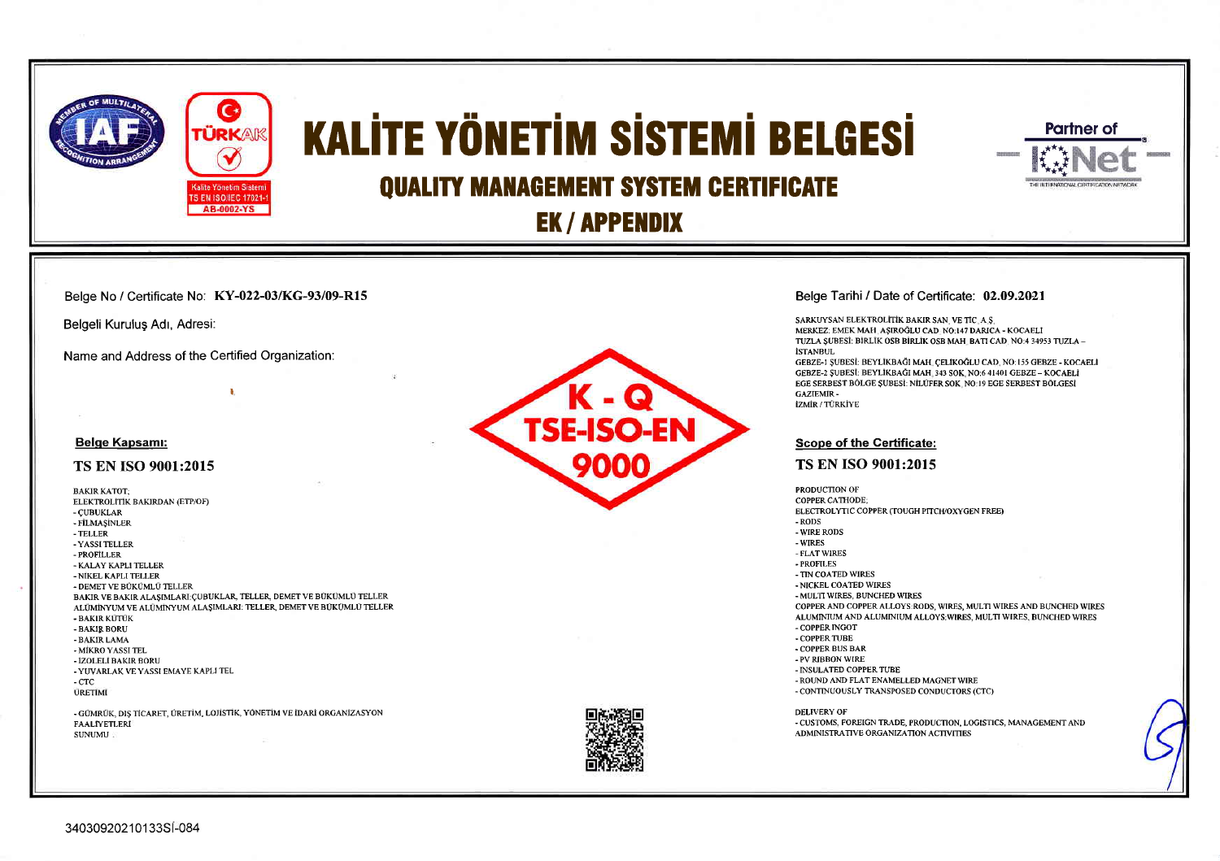# KALİTE YÖNETİM SİSTEMİ BELGESİ

## QUALITY MANAGEMENT SYSTEM CERTIFICATE

## EK / APPENDIX

Kalite Yönetim Sistemi TS EN ISO/IEC 17021-1 AB-0002-YS

Partner of IQNet

Belge No / Certificate No: **KY-022-03/KG-93/09-R15**

Belge Tarihi / Date of Certificate: **02.09.2021**

Belgeli Kuruluş Adı, Adresi:

Name and Address of the Certified Organization:

SARKUYSAN ELEKTROLİTİK BAKIR SAN. VE TİC. A.Ş.
MERKEZ: EMEK MAH. AŞIROĞLU CAD. NO:147 DARICA - KOCAELİ
TUZLA ŞUBESİ: BİRLİK OSB BİRLİK OSB MAH. BATI CAD. NO:4 34953 TUZLA – İSTANBUL
GEBZE-1 ŞUBESİ: BEYLİKBAĞI MAH. ÇELİKOĞLU CAD. NO:155 GEBZE - KOCAELİ
GEBZE-2 ŞUBESİ: BEYLİKBAĞI MAH. 343 SOK. NO:6 41401 GEBZE – KOCAELİ
EGE SERBEST BÖLGE ŞUBESİ: NİLÜFER SOK. NO:19 EGE SERBEST BÖLGESİ GAZİEMİR - İZMİR / TÜRKİYE

K - Q TSE-ISO-EN 9000

### Belge Kapsamı:

**TS EN ISO 9001:2015**

BAKIR KATOT,
ELEKTROLİTİK BAKIRDAN (ETP/OF)
- ÇUBUKLAR
- FİLMAŞİNLER
- TELLER
- YASSI TELLER
- PROFİLLER
- KALAY KAPLI TELLER
- NİKEL KAPLI TELLER
- DEMET VE BÜKÜMLÜ TELLER

BAKIR VE BAKIR ALAŞIMLARI:ÇUBUKLAR, TELLER, DEMET VE BÜKÜMLÜ TELLER
ALÜMİNYUM VE ALÜMİNYUM ALAŞIMLARI: TELLER, DEMET VE BÜKÜMLÜ TELLER
- BAKIR KÜTÜK
- BAKIR BORU
- BAKIR LAMA
- MİKRO YASSI TEL
- İZOLELİ BAKIR BORU
- YUVARLAK VE YASSI EMAYE KAPLI TEL
- CTC

ÜRETİMİ

- GÜMRÜK, DIŞ TİCARET, ÜRETİM, LOJİSTİK, YÖNETİM VE İDARİ ORGANİZASYON FAALİYETLERİ
SUNUMU

### Scope of the Certificate:

**TS EN ISO 9001:2015**

PRODUCTION OF
COPPER CATHODE;
ELECTROLYTIC COPPER (TOUGH PITCH/OXYGEN FREE)
- RODS
- WIRE RODS
- WIRES
- FLAT WIRES
- PROFILES
- TIN COATED WIRES
- NICKEL COATED WIRES
- MULTI WIRES, BUNCHED WIRES

COPPER AND COPPER ALLOYS:RODS, WIRES, MULTI WIRES AND BUNCHED WIRES
ALUMINIUM AND ALUMINIUM ALLOYS:WIRES, MULTI WIRES, BUNCHED WIRES
- COPPER INGOT
- COPPER TUBE
- COPPER BUS BAR
- PV RIBBON WIRE
- INSULATED COPPER TUBE
- ROUND AND FLAT ENAMELLED MAGNET WIRE
- CONTINUOUSLY TRANSPOSED CONDUCTORS (CTC)

DELIVERY OF
- CUSTOMS, FOREIGN TRADE, PRODUCTION, LOGISTICS, MANAGEMENT AND ADMINISTRATIVE ORGANIZATION ACTIVITIES

34030920210133Sİ-084